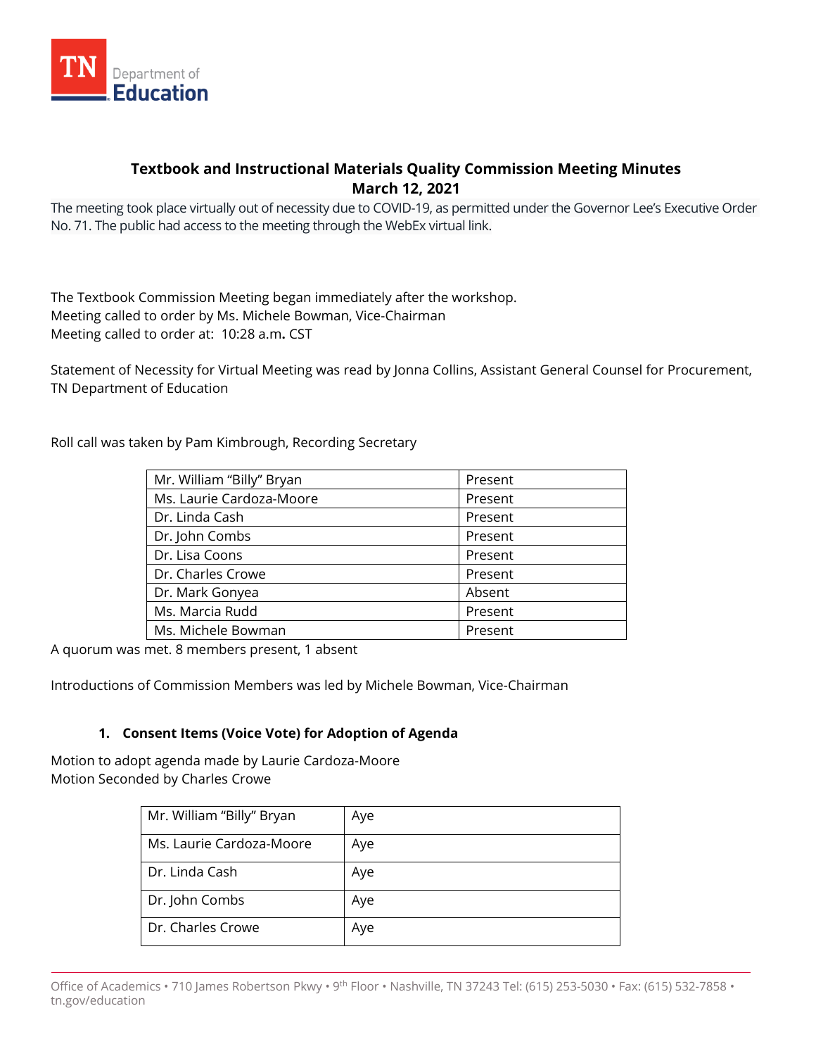# Textbook and Instructional Materials Quality Commission Meeting Minutes

## March 12, 2021

The meeting took place virtually out of necessity due to COVID-19, as permitted under the Governor Lee's Executive Order No. 71. The public had access to the meeting through the WebEx virtual link.

The Textbook Commission Meeting began immediately after the workshop.
Meeting called to order by Ms. Michele Bowman, Vice-Chairman
Meeting called to order at: 10:28 a.m**.** CST

Statement of Necessity for Virtual Meeting was read by Jonna Collins, Assistant General Counsel for Procurement, TN Department of Education

Roll call was taken by Pam Kimbrough, Recording Secretary

| Member | Status |
|---|---|
| Mr. William "Billy" Bryan | Present |
| Ms. Laurie Cardoza-Moore | Present |
| Dr. Linda Cash | Present |
| Dr. John Combs | Present |
| Dr. Lisa Coons | Present |
| Dr. Charles Crowe | Present |
| Dr. Mark Gonyea | Absent |
| Ms. Marcia Rudd | Present |
| Ms. Michele Bowman | Present |

A quorum was met. 8 members present, 1 absent

Introductions of Commission Members was led by Michele Bowman, Vice-Chairman

1. **Consent Items (Voice Vote) for Adoption of Agenda**

Motion to adopt agenda made by Laurie Cardoza-Moore
Motion Seconded by Charles Crowe

| Member | Vote |
|---|---|
| Mr. William "Billy" Bryan | Aye |
| Ms. Laurie Cardoza-Moore | Aye |
| Dr. Linda Cash | Aye |
| Dr. John Combs | Aye |
| Dr. Charles Crowe | Aye |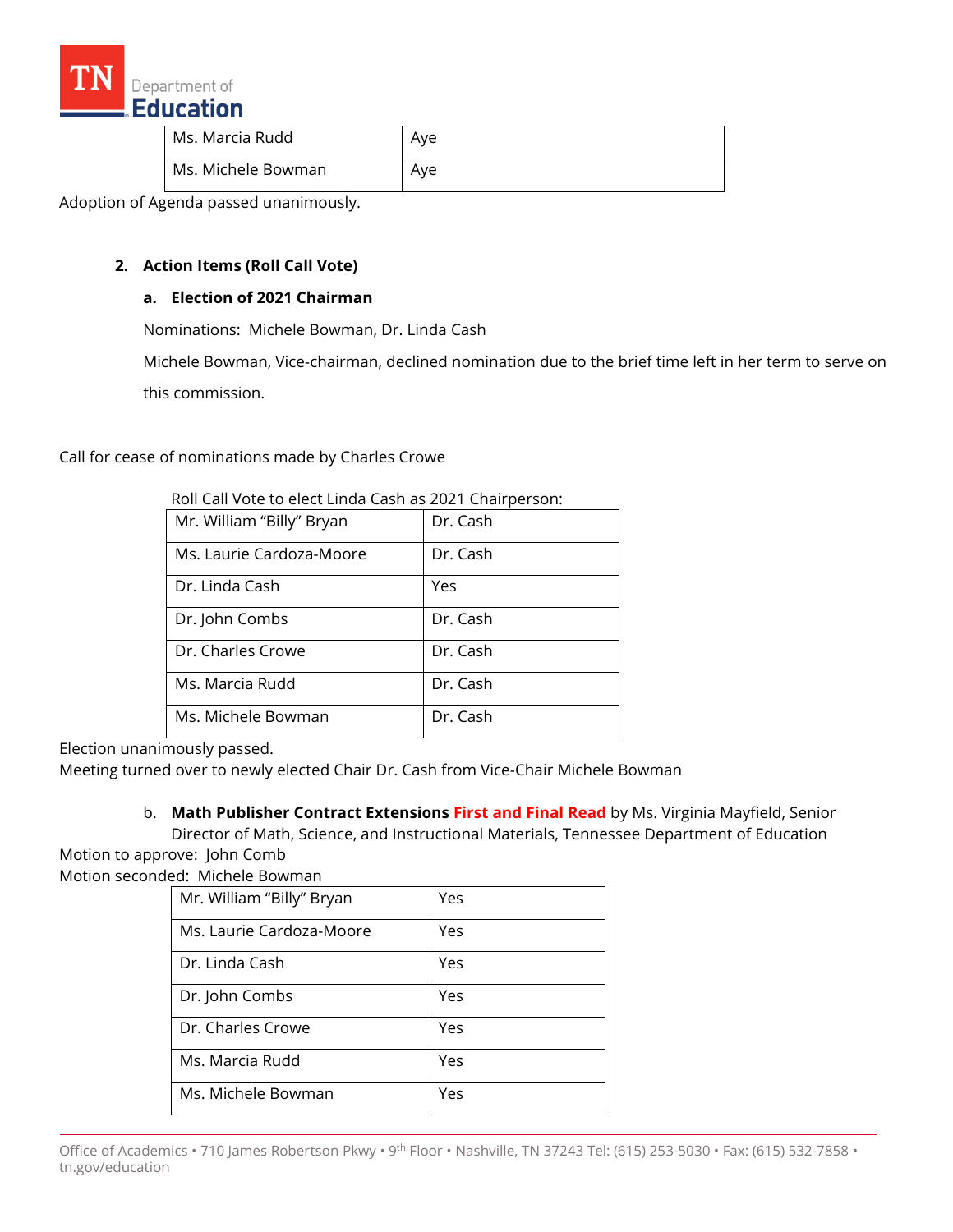| Ms. Marcia Rudd | Aye |
|---|---|
| Ms. Michele Bowman | Aye |

Adoption of Agenda passed unanimously.

2. **Action Items (Roll Call Vote)**

   a. **Election of 2021 Chairman**

   Nominations: Michele Bowman, Dr. Linda Cash

   Michele Bowman, Vice-chairman, declined nomination due to the brief time left in her term to serve on this commission.

Call for cease of nominations made by Charles Crowe

Roll Call Vote to elect Linda Cash as 2021 Chairperson:

| Mr. William "Billy" Bryan | Dr. Cash |
|---|---|
| Ms. Laurie Cardoza-Moore | Dr. Cash |
| Dr. Linda Cash | Yes |
| Dr. John Combs | Dr. Cash |
| Dr. Charles Crowe | Dr. Cash |
| Ms. Marcia Rudd | Dr. Cash |
| Ms. Michele Bowman | Dr. Cash |

Election unanimously passed.
Meeting turned over to newly elected Chair Dr. Cash from Vice-Chair Michele Bowman

   b. **Math Publisher Contract Extensions** **First and Final Read** by Ms. Virginia Mayfield, Senior Director of Math, Science, and Instructional Materials, Tennessee Department of Education

Motion to approve: John Comb
Motion seconded: Michele Bowman

| Mr. William "Billy" Bryan | Yes |
|---|---|
| Ms. Laurie Cardoza-Moore | Yes |
| Dr. Linda Cash | Yes |
| Dr. John Combs | Yes |
| Dr. Charles Crowe | Yes |
| Ms. Marcia Rudd | Yes |
| Ms. Michele Bowman | Yes |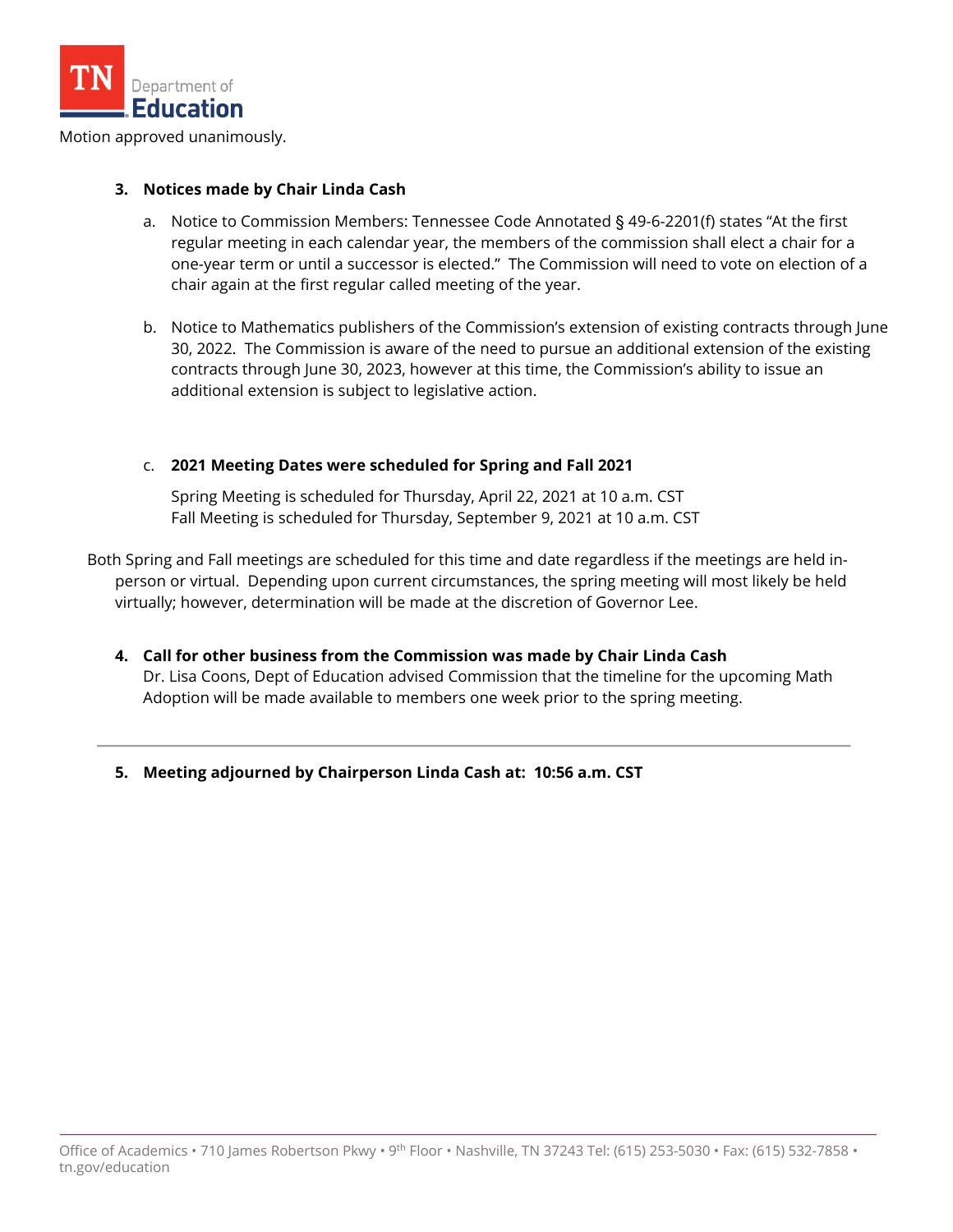Motion approved unanimously.

3. **Notices made by Chair Linda Cash**

   a. Notice to Commission Members: Tennessee Code Annotated § 49-6-2201(f) states "At the first regular meeting in each calendar year, the members of the commission shall elect a chair for a one-year term or until a successor is elected." The Commission will need to vote on election of a chair again at the first regular called meeting of the year.

   b. Notice to Mathematics publishers of the Commission's extension of existing contracts through June 30, 2022. The Commission is aware of the need to pursue an additional extension of the existing contracts through June 30, 2023, however at this time, the Commission's ability to issue an additional extension is subject to legislative action.

   c. **2021 Meeting Dates were scheduled for Spring and Fall 2021**

      Spring Meeting is scheduled for Thursday, April 22, 2021 at 10 a.m. CST
      Fall Meeting is scheduled for Thursday, September 9, 2021 at 10 a.m. CST

Both Spring and Fall meetings are scheduled for this time and date regardless if the meetings are held in-person or virtual. Depending upon current circumstances, the spring meeting will most likely be held virtually; however, determination will be made at the discretion of Governor Lee.

4. **Call for other business from the Commission was made by Chair Linda Cash**
   Dr. Lisa Coons, Dept of Education advised Commission that the timeline for the upcoming Math Adoption will be made available to members one week prior to the spring meeting.

---

5. **Meeting adjourned by Chairperson Linda Cash at: 10:56 a.m. CST**